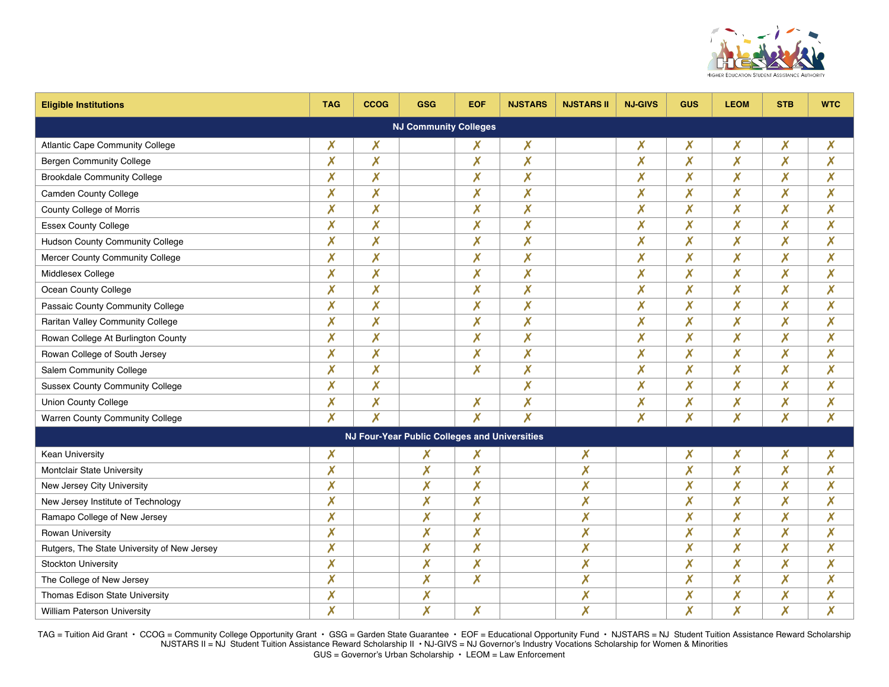| Eligible Institutions | TAG | CCOG | GSG | EOF | NJSTARS | NJSTARS II | NJ-GIVS | GUS | LEOM | STB | WTC |
|---|---|---|---|---|---|---|---|---|---|---|---|
| **NJ Community Colleges** | | | | | | | | | | | |
| Atlantic Cape Community College | ✗ | ✗ | | ✗ | ✗ | | ✗ | ✗ | ✗ | ✗ | ✗ |
| Bergen Community College | ✗ | ✗ | | ✗ | ✗ | | ✗ | ✗ | ✗ | ✗ | ✗ |
| Brookdale Community College | ✗ | ✗ | | ✗ | ✗ | | ✗ | ✗ | ✗ | ✗ | ✗ |
| Camden County College | ✗ | ✗ | | ✗ | ✗ | | ✗ | ✗ | ✗ | ✗ | ✗ |
| County College of Morris | ✗ | ✗ | | ✗ | ✗ | | ✗ | ✗ | ✗ | ✗ | ✗ |
| Essex County College | ✗ | ✗ | | ✗ | ✗ | | ✗ | ✗ | ✗ | ✗ | ✗ |
| Hudson County Community College | ✗ | ✗ | | ✗ | ✗ | | ✗ | ✗ | ✗ | ✗ | ✗ |
| Mercer County Community College | ✗ | ✗ | | ✗ | ✗ | | ✗ | ✗ | ✗ | ✗ | ✗ |
| Middlesex College | ✗ | ✗ | | ✗ | ✗ | | ✗ | ✗ | ✗ | ✗ | ✗ |
| Ocean County College | ✗ | ✗ | | ✗ | ✗ | | ✗ | ✗ | ✗ | ✗ | ✗ |
| Passaic County Community College | ✗ | ✗ | | ✗ | ✗ | | ✗ | ✗ | ✗ | ✗ | ✗ |
| Raritan Valley Community College | ✗ | ✗ | | ✗ | ✗ | | ✗ | ✗ | ✗ | ✗ | ✗ |
| Rowan College At Burlington County | ✗ | ✗ | | ✗ | ✗ | | ✗ | ✗ | ✗ | ✗ | ✗ |
| Rowan College of South Jersey | ✗ | ✗ | | ✗ | ✗ | | ✗ | ✗ | ✗ | ✗ | ✗ |
| Salem Community College | ✗ | ✗ | | ✗ | ✗ | | ✗ | ✗ | ✗ | ✗ | ✗ |
| Sussex County Community College | ✗ | ✗ | | | ✗ | | ✗ | ✗ | ✗ | ✗ | ✗ |
| Union County College | ✗ | ✗ | | ✗ | ✗ | | ✗ | ✗ | ✗ | ✗ | ✗ |
| Warren County Community College | ✗ | ✗ | | ✗ | ✗ | | ✗ | ✗ | ✗ | ✗ | ✗ |
| **NJ Four-Year Public Colleges and Universities** | | | | | | | | | | | |
| Kean University | ✗ | | ✗ | ✗ | | ✗ | | ✗ | ✗ | ✗ | ✗ |
| Montclair State University | ✗ | | ✗ | ✗ | | ✗ | | ✗ | ✗ | ✗ | ✗ |
| New Jersey City University | ✗ | | ✗ | ✗ | | ✗ | | ✗ | ✗ | ✗ | ✗ |
| New Jersey Institute of Technology | ✗ | | ✗ | ✗ | | ✗ | | ✗ | ✗ | ✗ | ✗ |
| Ramapo College of New Jersey | ✗ | | ✗ | ✗ | | ✗ | | ✗ | ✗ | ✗ | ✗ |
| Rowan University | ✗ | | ✗ | ✗ | | ✗ | | ✗ | ✗ | ✗ | ✗ |
| Rutgers, The State University of New Jersey | ✗ | | ✗ | ✗ | | ✗ | | ✗ | ✗ | ✗ | ✗ |
| Stockton University | ✗ | | ✗ | ✗ | | ✗ | | ✗ | ✗ | ✗ | ✗ |
| The College of New Jersey | ✗ | | ✗ | ✗ | | ✗ | | ✗ | ✗ | ✗ | ✗ |
| Thomas Edison State University | ✗ | | ✗ | | | ✗ | | ✗ | ✗ | ✗ | ✗ |
| William Paterson University | ✗ | | ✗ | ✗ | | ✗ | | ✗ | ✗ | ✗ | ✗ |

TAG = Tuition Aid Grant • CCOG = Community College Opportunity Grant • GSG = Garden State Guarantee • EOF = Educational Opportunity Fund • NJSTARS = NJ Student Tuition Assistance Reward Scholarship
NJSTARS II = NJ Student Tuition Assistance Reward Scholarship II • NJ-GIVS = NJ Governor's Industry Vocations Scholarship for Women & Minorities
GUS = Governor's Urban Scholarship • LEOM = Law Enforcement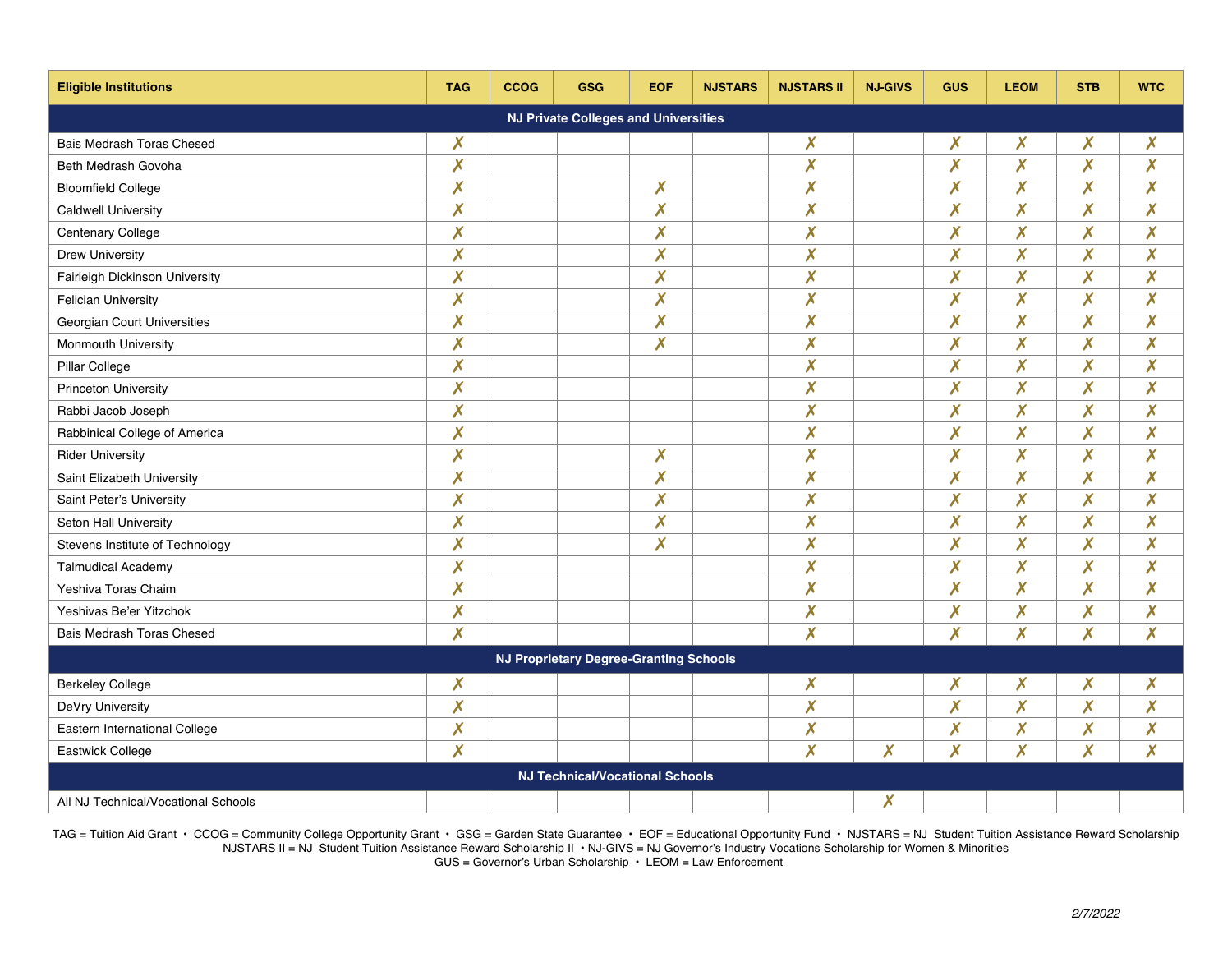| Eligible Institutions | TAG | CCOG | GSG | EOF | NJSTARS | NJSTARS II | NJ-GIVS | GUS | LEOM | STB | WTC |
|---|---|---|---|---|---|---|---|---|---|---|---|
| **NJ Private Colleges and Universities** | | | | | | | | | | | |
| Bais Medrash Toras Chesed | ✗ | | | | | ✗ | | ✗ | ✗ | ✗ | ✗ |
| Beth Medrash Govoha | ✗ | | | | | ✗ | | ✗ | ✗ | ✗ | ✗ |
| Bloomfield College | ✗ | | | ✗ | | ✗ | | ✗ | ✗ | ✗ | ✗ |
| Caldwell University | ✗ | | | ✗ | | ✗ | | ✗ | ✗ | ✗ | ✗ |
| Centenary College | ✗ | | | ✗ | | ✗ | | ✗ | ✗ | ✗ | ✗ |
| Drew University | ✗ | | | ✗ | | ✗ | | ✗ | ✗ | ✗ | ✗ |
| Fairleigh Dickinson University | ✗ | | | ✗ | | ✗ | | ✗ | ✗ | ✗ | ✗ |
| Felician University | ✗ | | | ✗ | | ✗ | | ✗ | ✗ | ✗ | ✗ |
| Georgian Court Universities | ✗ | | | ✗ | | ✗ | | ✗ | ✗ | ✗ | ✗ |
| Monmouth University | ✗ | | | ✗ | | ✗ | | ✗ | ✗ | ✗ | ✗ |
| Pillar College | ✗ | | | | | ✗ | | ✗ | ✗ | ✗ | ✗ |
| Princeton University | ✗ | | | | | ✗ | | ✗ | ✗ | ✗ | ✗ |
| Rabbi Jacob Joseph | ✗ | | | | | ✗ | | ✗ | ✗ | ✗ | ✗ |
| Rabbinical College of America | ✗ | | | | | ✗ | | ✗ | ✗ | ✗ | ✗ |
| Rider University | ✗ | | | ✗ | | ✗ | | ✗ | ✗ | ✗ | ✗ |
| Saint Elizabeth University | ✗ | | | ✗ | | ✗ | | ✗ | ✗ | ✗ | ✗ |
| Saint Peter's University | ✗ | | | ✗ | | ✗ | | ✗ | ✗ | ✗ | ✗ |
| Seton Hall University | ✗ | | | ✗ | | ✗ | | ✗ | ✗ | ✗ | ✗ |
| Stevens Institute of Technology | ✗ | | | ✗ | | ✗ | | ✗ | ✗ | ✗ | ✗ |
| Talmudical Academy | ✗ | | | | | ✗ | | ✗ | ✗ | ✗ | ✗ |
| Yeshiva Toras Chaim | ✗ | | | | | ✗ | | ✗ | ✗ | ✗ | ✗ |
| Yeshivas Be'er Yitzchok | ✗ | | | | | ✗ | | ✗ | ✗ | ✗ | ✗ |
| Bais Medrash Toras Chesed | ✗ | | | | | ✗ | | ✗ | ✗ | ✗ | ✗ |
| **NJ Proprietary Degree-Granting Schools** | | | | | | | | | | | |
| Berkeley College | ✗ | | | | | ✗ | | ✗ | ✗ | ✗ | ✗ |
| DeVry University | ✗ | | | | | ✗ | | ✗ | ✗ | ✗ | ✗ |
| Eastern International College | ✗ | | | | | ✗ | | ✗ | ✗ | ✗ | ✗ |
| Eastwick College | ✗ | | | | | ✗ | ✗ | ✗ | ✗ | ✗ | ✗ |
| **NJ Technical/Vocational Schools** | | | | | | | | | | | |
| All NJ Technical/Vocational Schools | | | | | | | ✗ | | | | |

TAG = Tuition Aid Grant • CCOG = Community College Opportunity Grant • GSG = Garden State Guarantee • EOF = Educational Opportunity Fund • NJSTARS = NJ Student Tuition Assistance Reward Scholarship
NJSTARS II = NJ Student Tuition Assistance Reward Scholarship II • NJ-GIVS = NJ Governor's Industry Vocations Scholarship for Women & Minorities
GUS = Governor's Urban Scholarship • LEOM = Law Enforcement

*2/7/2022*